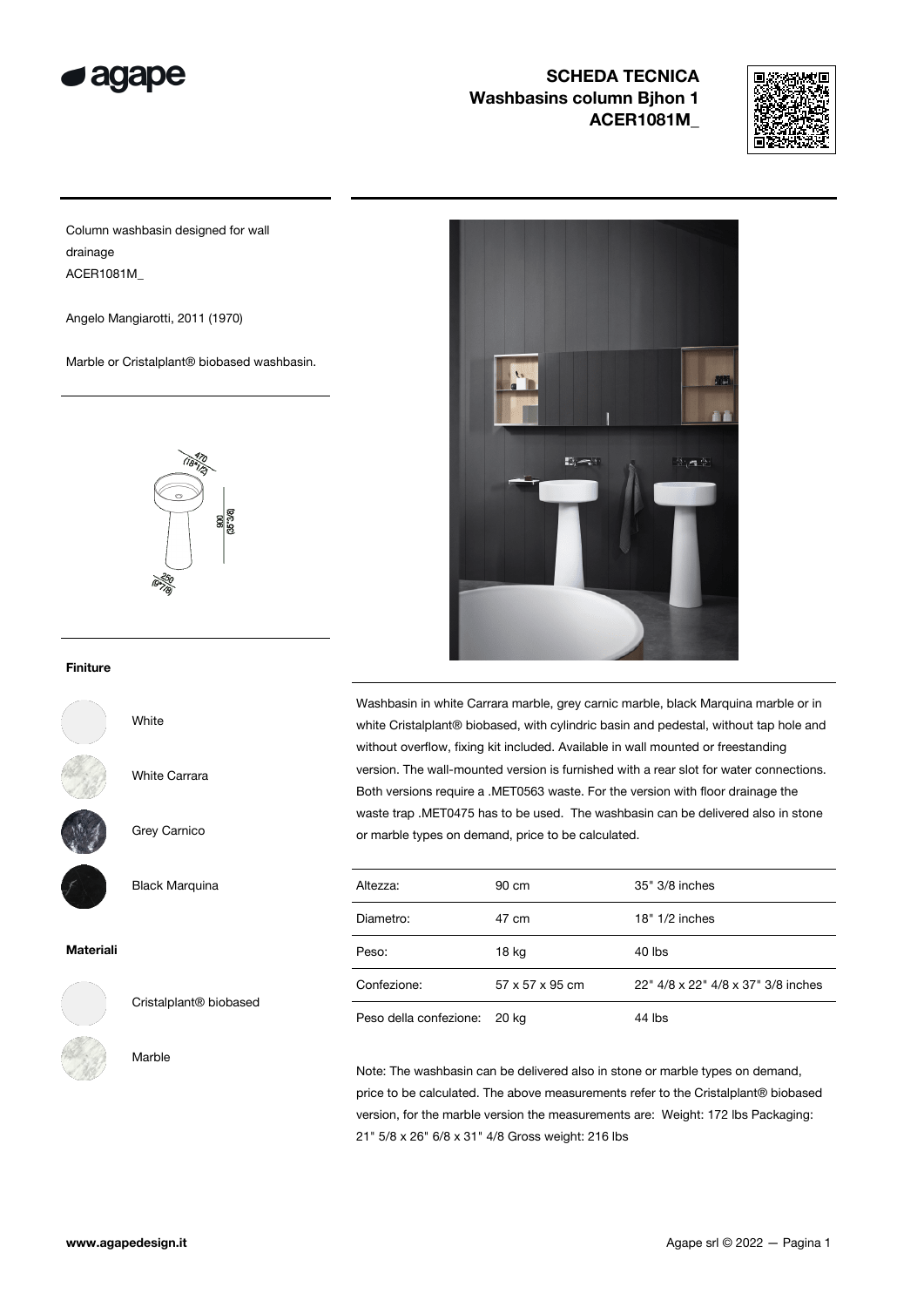# SCHEDA TECNICA
## Washbasins column Bjhon 1
## ACER1081M_

Column washbasin designed for wall drainage
ACER1081M_

Angelo Mangiarotti, 2011 (1970)

Marble or Cristalplant® biobased washbasin.

470 (18"1/2)

900 (35"3/8)

250 (9"7/8)

**Finiture**

White

White Carrara

Grey Carnico

Black Marquina

**Materiali**

Cristalplant® biobased

Marble

Washbasin in white Carrara marble, grey carnic marble, black Marquina marble or in white Cristalplant® biobased, with cylindric basin and pedestal, without tap hole and without overflow, fixing kit included. Available in wall mounted or freestanding version. The wall-mounted version is furnished with a rear slot for water connections. Both versions require a .MET0563 waste. For the version with floor drainage the waste trap .MET0475 has to be used. The washbasin can be delivered also in stone or marble types on demand, price to be calculated.

| | | |
|---|---|---|
| Altezza: | 90 cm | 35" 3/8 inches |
| Diametro: | 47 cm | 18" 1/2 inches |
| Peso: | 18 kg | 40 lbs |
| Confezione: | 57 x 57 x 95 cm | 22" 4/8 x 22" 4/8 x 37" 3/8 inches |
| Peso della confezione: | 20 kg | 44 lbs |

Note: The washbasin can be delivered also in stone or marble types on demand, price to be calculated. The above measurements refer to the Cristalplant® biobased version, for the marble version the measurements are: Weight: 172 lbs Packaging: 21" 5/8 x 26" 6/8 x 31" 4/8 Gross weight: 216 lbs

www.agapedesign.it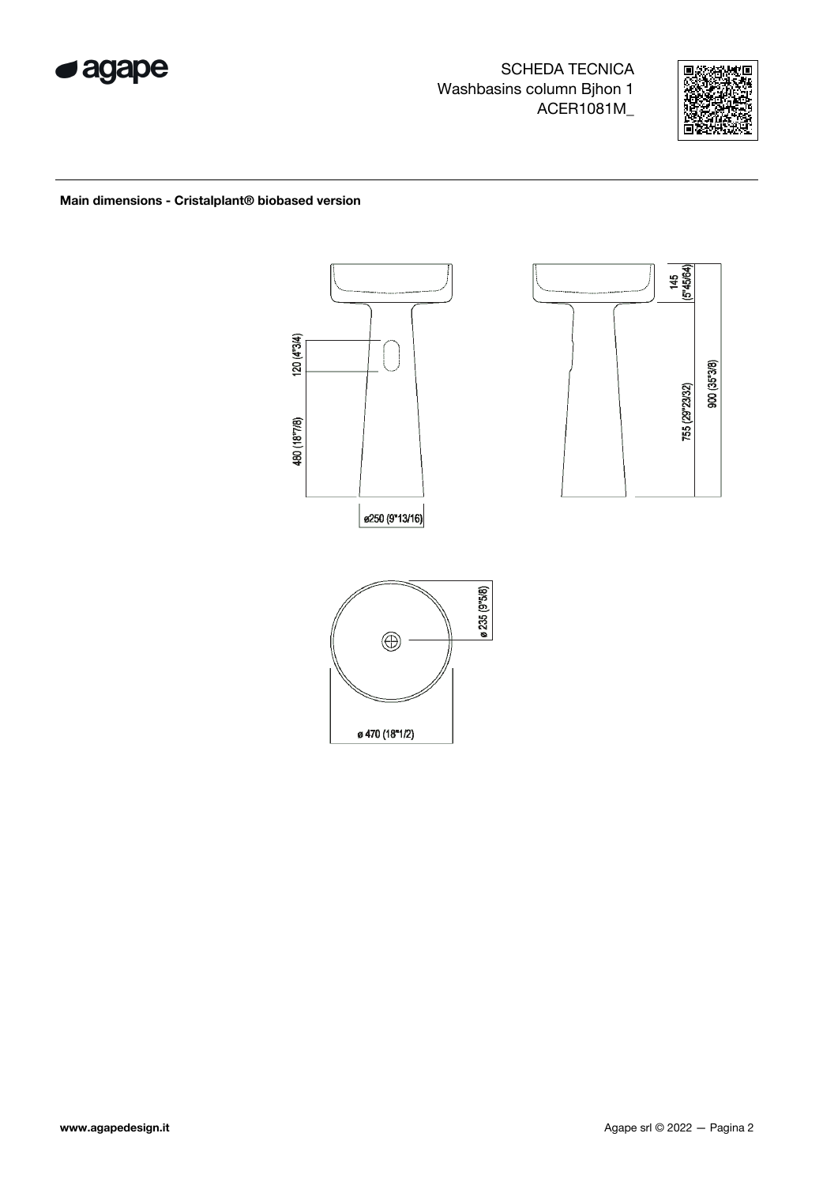SCHEDA TECNICA
Washbasins column Bjhon 1
ACER1081M_

**Main dimensions - Cristalplant® biobased version**

120 (4"3/4)

480 (18"7/8)

ø250 (9"13/16)

145 (5"45/64)

755 (29"23/32)

900 (35"3/8)

ø 235 (9"5/8)

ø 470 (18"1/2)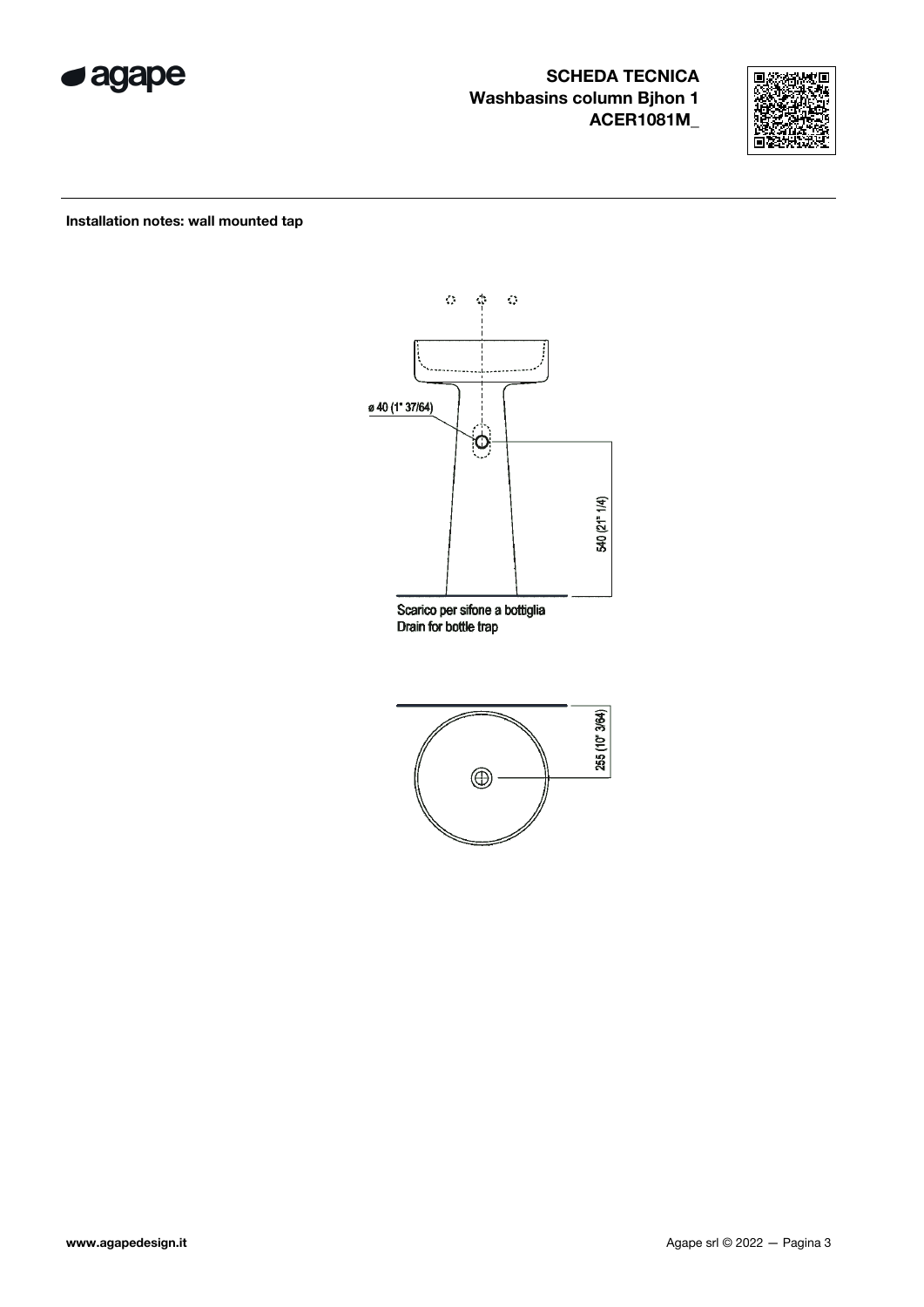**SCHEDA TECNICA**
**Washbasins column Bjhon 1**
**ACER1081M_**

**Installation notes: wall mounted tap**

ø 40 (1" 37/64)

540 (21" 1/4)

Scarico per sifone a bottiglia
Drain for bottle trap

255 (10" 3/64)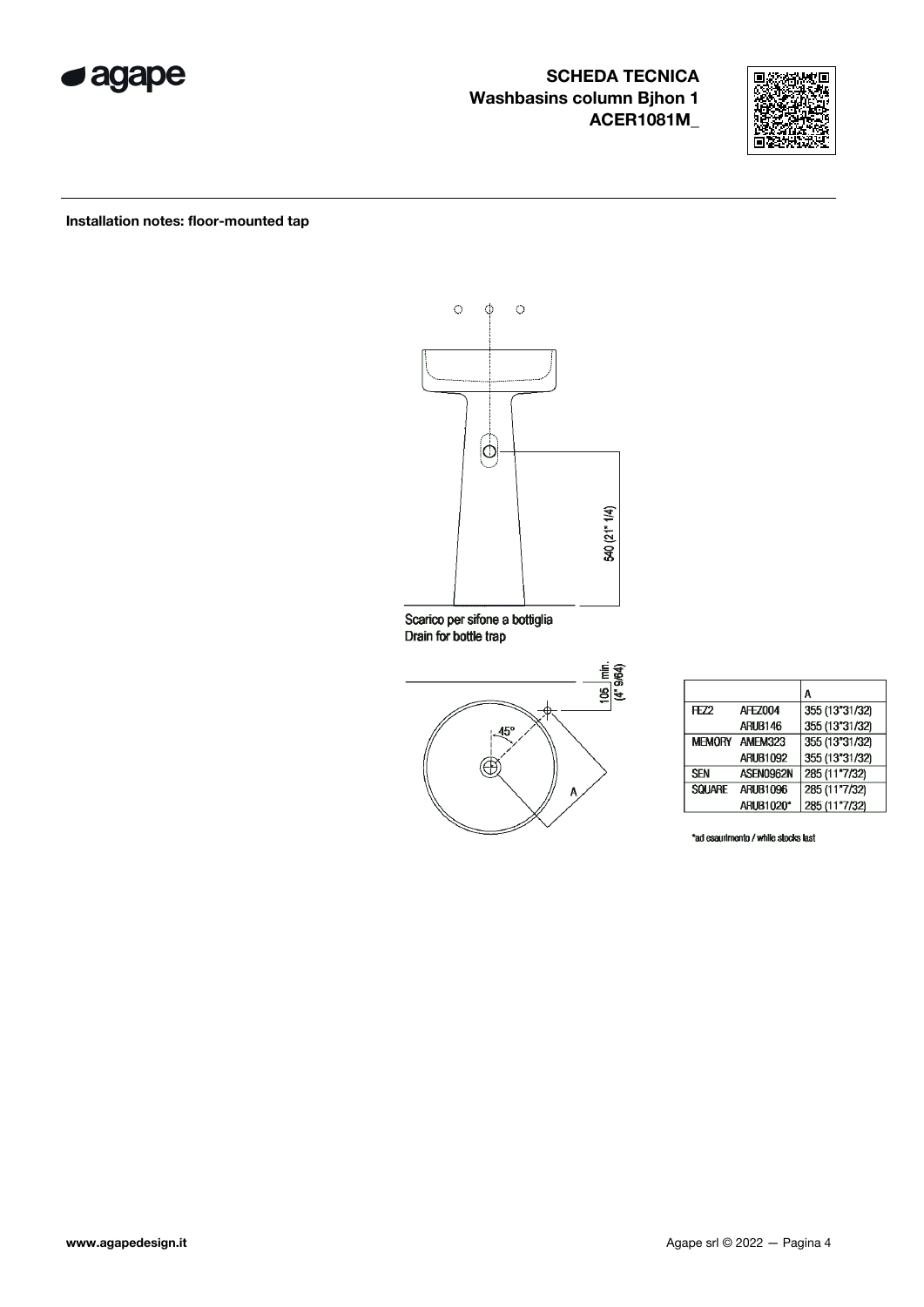**SCHEDA TECNICA**
**Washbasins column Bjhon 1**
**ACER1081M_**

**Installation notes: floor-mounted tap**

540 (21" 1/4)

Scarico per sifone a bottiglia
Drain for bottle trap

105 min. (4" 9/64)

45°

A

| | | A |
|---|---|---|
| FEZ2 | AFEZ004 | 355 (13"31/32) |
| | ARUB146 | 355 (13"31/32) |
| MEMORY | AMEM323 | 355 (13"31/32) |
| | ARUB1092 | 355 (13"31/32) |
| SEN | ASEN0962N | 285 (11"7/32) |
| SQUARE | ARUB1096 | 285 (11"7/32) |
| | ARUB1020* | 285 (11"7/32) |

*ad esaurimento / while stocks last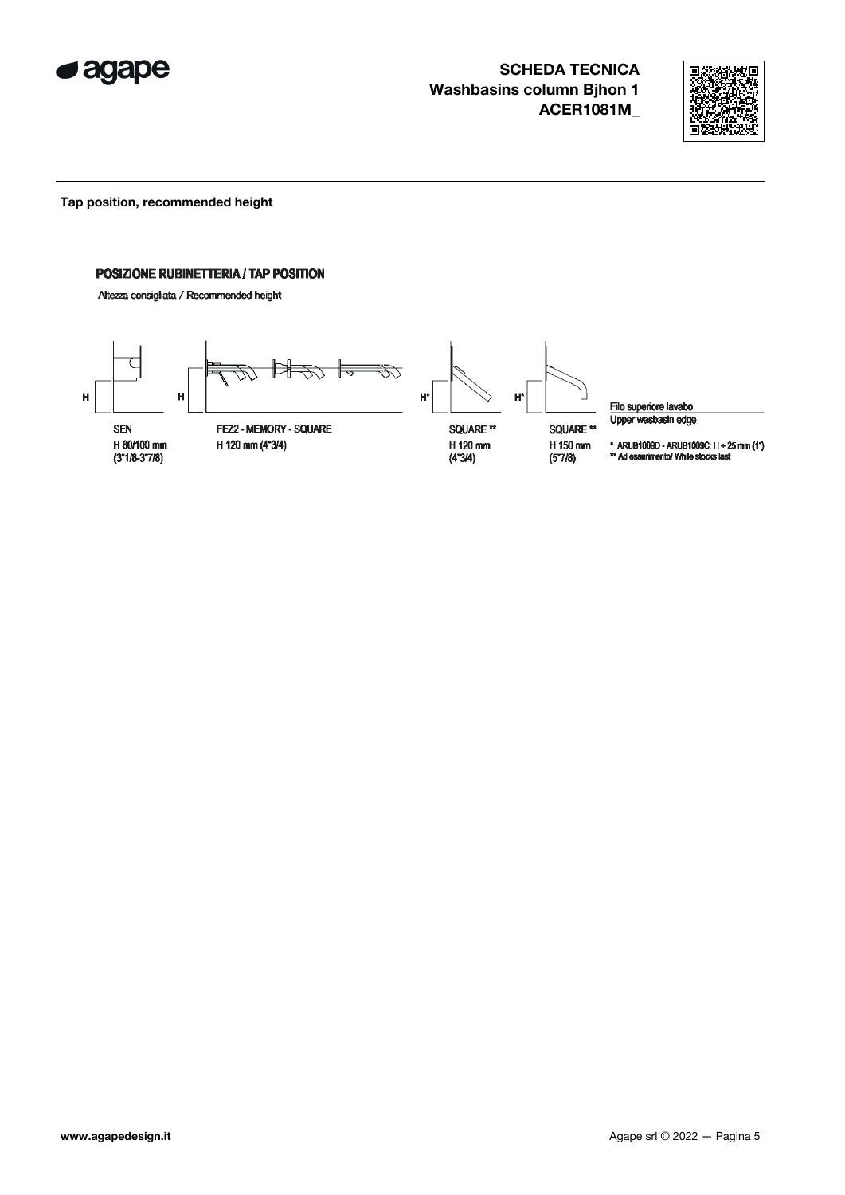# SCHEDA TECNICA
## Washbasins column Bjhon 1
## ACER1081M_

**Tap position, recommended height**

**POSIZIONE RUBINETTERIA / TAP POSITION**

Altezza consigliata / Recommended height

H

SEN
H 80/100 mm
(3"1/8-3"7/8)

H

FEZ2 - MEMORY - SQUARE
H 120 mm (4"3/4)

H*

SQUARE **
H 120 mm
(4"3/4)

H*

SQUARE **
H 150 mm
(5"7/8)

Filo superiore lavabo
Upper washbasin edge

* ARUB1009D - ARUB1009C: H + 25 mm (1")
** Ad esaurimento/ While stocks last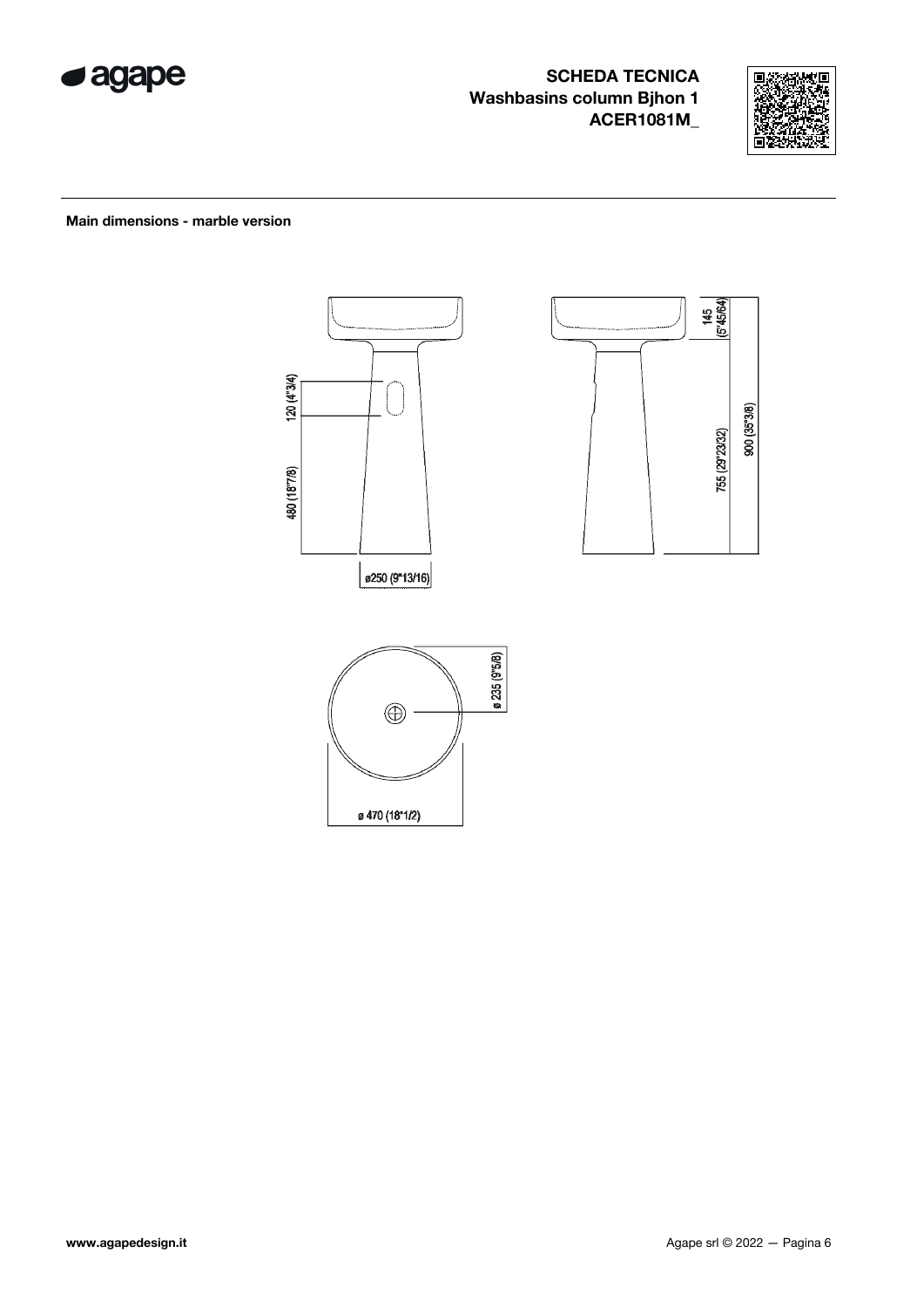**SCHEDA TECNICA**
**Washbasins column Bjhon 1**
**ACER1081M_**

**Main dimensions - marble version**

120 (4"3/4)

480 (18"7/8)

ø250 (9"13/16)

145 (5"45/64)

755 (29"23/32)

900 (35"3/8)

ø 235 (9"5/8)

ø 470 (18"1/2)